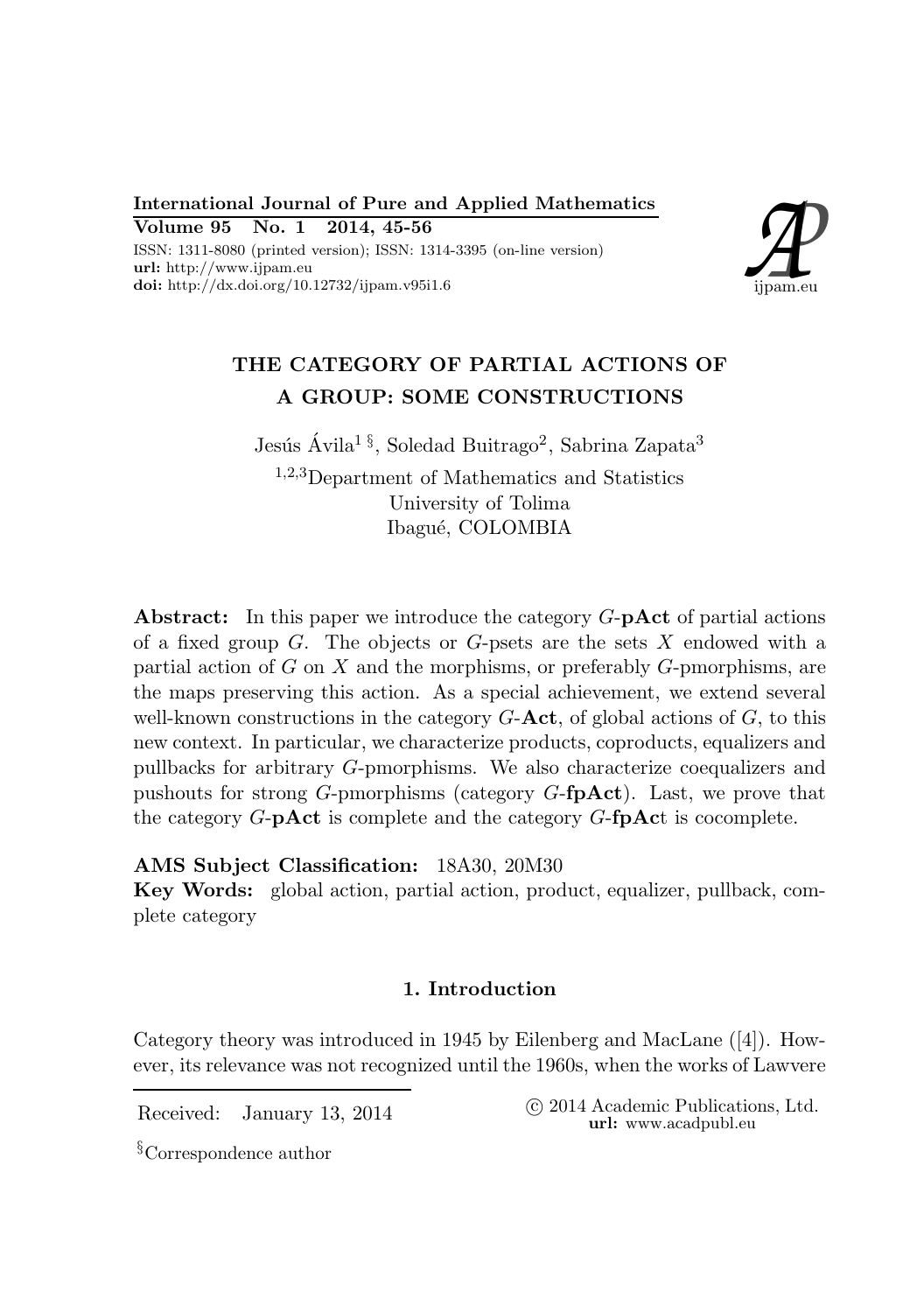# THE CATEGORY OF PARTIAL ACTIONS OF A GROUP: SOME CONSTRUCTIONS

Jesús Ávila[1 §], Soledad Buitrago[2], Sabrina Zapata[3]

[1,2,3]Department of Mathematics and Statistics
University of Tolima
Ibagué, COLOMBIA

**Abstract:** In this paper we introduce the category $G$-**pAct** of partial actions of a fixed group $G$. The objects or $G$-psets are the sets $X$ endowed with a partial action of $G$ on $X$ and the morphisms, or preferably $G$-pmorphisms, are the maps preserving this action. As a special achievement, we extend several well-known constructions in the category $G$-**Act**, of global actions of $G$, to this new context. In particular, we characterize products, coproducts, equalizers and pullbacks for arbitrary $G$-pmorphisms. We also characterize coequalizers and pushouts for strong $G$-pmorphisms (category $G$-**fpAct**). Last, we prove that the category $G$-**pAct** is complete and the category $G$-**fpAc**t is cocomplete.

**AMS Subject Classification:** 18A30, 20M30

**Key Words:** global action, partial action, product, equalizer, pullback, complete category

## 1. Introduction

Category theory was introduced in 1945 by Eilenberg and MacLane ([4]). However, its relevance was not recognized until the 1960s, when the works of Lawvere

Received: January 13, 2014

© 2014 Academic Publications, Ltd.
**url:** www.acadpubl.eu

§Correspondence author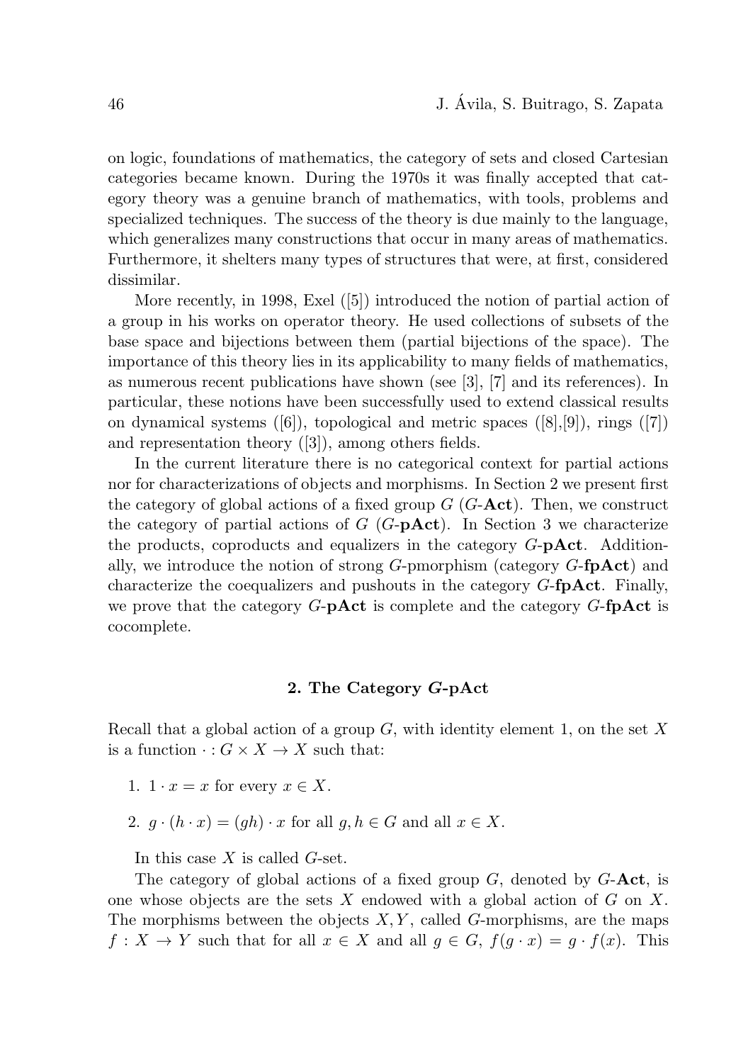on logic, foundations of mathematics, the category of sets and closed Cartesian categories became known. During the 1970s it was finally accepted that category theory was a genuine branch of mathematics, with tools, problems and specialized techniques. The success of the theory is due mainly to the language, which generalizes many constructions that occur in many areas of mathematics. Furthermore, it shelters many types of structures that were, at first, considered dissimilar.

More recently, in 1998, Exel ([5]) introduced the notion of partial action of a group in his works on operator theory. He used collections of subsets of the base space and bijections between them (partial bijections of the space). The importance of this theory lies in its applicability to many fields of mathematics, as numerous recent publications have shown (see [3], [7] and its references). In particular, these notions have been successfully used to extend classical results on dynamical systems ([6]), topological and metric spaces ([8],[9]), rings ([7]) and representation theory ([3]), among others fields.

In the current literature there is no categorical context for partial actions nor for characterizations of objects and morphisms. In Section 2 we present first the category of global actions of a fixed group $G$ ($G$-**Act**). Then, we construct the category of partial actions of $G$ ($G$-**pAct**). In Section 3 we characterize the products, coproducts and equalizers in the category $G$-**pAct**. Additionally, we introduce the notion of strong $G$-pmorphism (category $G$-**fpAct**) and characterize the coequalizers and pushouts in the category $G$-**fpAct**. Finally, we prove that the category $G$-**pAct** is complete and the category $G$-**fpAct** is cocomplete.

## 2. The Category $G$-pAct

Recall that a global action of a group $G$, with identity element 1, on the set $X$ is a function $\cdot : G \times X \to X$ such that:

1. $1 \cdot x = x$ for every $x \in X$.
2. $g \cdot (h \cdot x) = (gh) \cdot x$ for all $g, h \in G$ and all $x \in X$.

In this case $X$ is called $G$-set.

The category of global actions of a fixed group $G$, denoted by $G$-**Act**, is one whose objects are the sets $X$ endowed with a global action of $G$ on $X$. The morphisms between the objects $X, Y$, called $G$-morphisms, are the maps $f : X \to Y$ such that for all $x \in X$ and all $g \in G$, $f(g \cdot x) = g \cdot f(x)$. This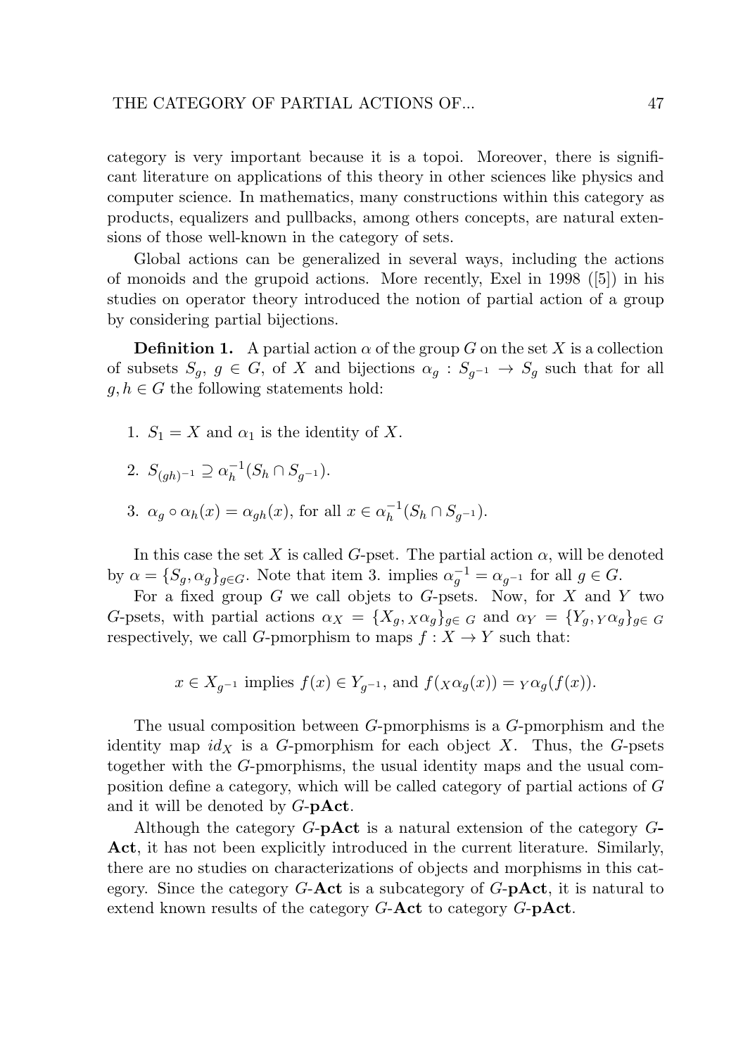category is very important because it is a topoi. Moreover, there is significant literature on applications of this theory in other sciences like physics and computer science. In mathematics, many constructions within this category as products, equalizers and pullbacks, among others concepts, are natural extensions of those well-known in the category of sets.

Global actions can be generalized in several ways, including the actions of monoids and the grupoid actions. More recently, Exel in 1998 ([5]) in his studies on operator theory introduced the notion of partial action of a group by considering partial bijections.

**Definition 1.** A partial action $\alpha$ of the group $G$ on the set $X$ is a collection of subsets $S_g$, $g \in G$, of $X$ and bijections $\alpha_g : S_{g^{-1}} \to S_g$ such that for all $g, h \in G$ the following statements hold:

1. $S_1 = X$ and $\alpha_1$ is the identity of $X$.
2. $S_{(gh)^{-1}} \supseteq \alpha_h^{-1}(S_h \cap S_{g^{-1}})$.
3. $\alpha_g \circ \alpha_h(x) = \alpha_{gh}(x)$, for all $x \in \alpha_h^{-1}(S_h \cap S_{g^{-1}})$.

In this case the set $X$ is called $G$-pset. The partial action $\alpha$, will be denoted by $\alpha = \{S_g, \alpha_g\}_{g \in G}$. Note that item 3. implies $\alpha_g^{-1} = \alpha_{g^{-1}}$ for all $g \in G$.

For a fixed group $G$ we call objets to $G$-psets. Now, for $X$ and $Y$ two $G$-psets, with partial actions $\alpha_X = \{X_g, {}_X\alpha_g\}_{g \in G}$ and $\alpha_Y = \{Y_g, {}_Y\alpha_g\}_{g \in G}$ respectively, we call $G$-pmorphism to maps $f : X \to Y$ such that:

$$x \in X_{g^{-1}} \text{ implies } f(x) \in Y_{g^{-1}}, \text{ and } f({}_X\alpha_g(x)) = {}_Y\alpha_g(f(x)).$$

The usual composition between $G$-pmorphisms is a $G$-pmorphism and the identity map $id_X$ is a $G$-pmorphism for each object $X$. Thus, the $G$-psets together with the $G$-pmorphisms, the usual identity maps and the usual composition define a category, which will be called category of partial actions of $G$ and it will be denoted by $G$-**pAct**.

Although the category $G$-**pAct** is a natural extension of the category $G$-**Act**, it has not been explicitly introduced in the current literature. Similarly, there are no studies on characterizations of objects and morphisms in this category. Since the category $G$-**Act** is a subcategory of $G$-**pAct**, it is natural to extend known results of the category $G$-**Act** to category $G$-**pAct**.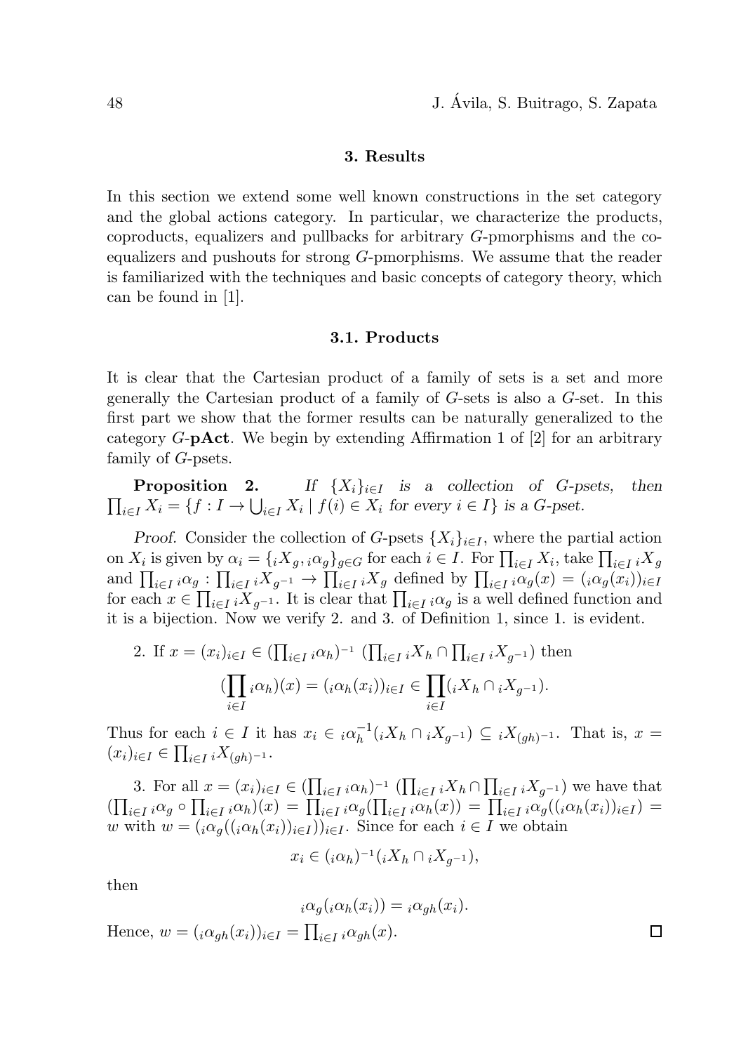## 3. Results

In this section we extend some well known constructions in the set category and the global actions category. In particular, we characterize the products, coproducts, equalizers and pullbacks for arbitrary $G$-pmorphisms and the coequalizers and pushouts for strong $G$-pmorphisms. We assume that the reader is familiarized with the techniques and basic concepts of category theory, which can be found in [1].

### 3.1. Products

It is clear that the Cartesian product of a family of sets is a set and more generally the Cartesian product of a family of $G$-sets is also a $G$-set. In this first part we show that the former results can be naturally generalized to the category $G$-**pAct**. We begin by extending Affirmation 1 of [2] for an arbitrary family of $G$-psets.

**Proposition 2.** *If $\{X_i\}_{i\in I}$ is a collection of $G$-psets, then $\prod_{i\in I} X_i = \{f : I \to \bigcup_{i\in I} X_i \mid f(i) \in X_i \text{ for every } i \in I\}$ is a $G$-pset.*

*Proof.* Consider the collection of $G$-psets $\{X_i\}_{i\in I}$, where the partial action on $X_i$ is given by $\alpha_i = \{{}_iX_g, {}_i\alpha_g\}_{g\in G}$ for each $i \in I$. For $\prod_{i\in I} X_i$, take $\prod_{i\in I} {}_iX_g$ and $\prod_{i\in I} {}_i\alpha_g : \prod_{i\in I} {}_iX_{g^{-1}} \to \prod_{i\in I} {}_iX_g$ defined by $\prod_{i\in I} {}_i\alpha_g(x) = ({}_i\alpha_g(x_i))_{i\in I}$ for each $x \in \prod_{i\in I} {}_iX_{g^{-1}}$. It is clear that $\prod_{i\in I} {}_i\alpha_g$ is a well defined function and it is a bijection. Now we verify 2. and 3. of Definition 1, since 1. is evident.

2. If $x = (x_i)_{i\in I} \in (\prod_{i\in I} {}_i\alpha_h)^{-1} \ (\prod_{i\in I} {}_iX_h \cap \prod_{i\in I} {}_iX_{g^{-1}})$ then
$$(\prod_{i\in I} {}_i\alpha_h)(x) = ({}_i\alpha_h(x_i))_{i\in I} \in \prod_{i\in I}({}_iX_h \cap {}_iX_{g^{-1}}).$$

Thus for each $i \in I$ it has $x_i \in {}_i\alpha_h^{-1}({}_iX_h \cap {}_iX_{g^{-1}}) \subseteq {}_iX_{(gh)^{-1}}$. That is, $x = (x_i)_{i\in I} \in \prod_{i\in I} {}_iX_{(gh)^{-1}}$.

3. For all $x = (x_i)_{i\in I} \in (\prod_{i\in I} {}_i\alpha_h)^{-1} \ (\prod_{i\in I} {}_iX_h \cap \prod_{i\in I} {}_iX_{g^{-1}})$ we have that $(\prod_{i\in I} {}_i\alpha_g \circ \prod_{i\in I} {}_i\alpha_h)(x) = \prod_{i\in I} {}_i\alpha_g(\prod_{i\in I} {}_i\alpha_h(x)) = \prod_{i\in I} {}_i\alpha_g(({}_i\alpha_h(x_i))_{i\in I}) = w$ with $w = ({}_i\alpha_g(({}_i\alpha_h(x_i))_{i\in I}))_{i\in I}$. Since for each $i \in I$ we obtain
$$x_i \in ({}_i\alpha_h)^{-1}({}_iX_h \cap {}_iX_{g^{-1}}),$$
then
$${}_i\alpha_g({}_i\alpha_h(x_i)) = {}_i\alpha_{gh}(x_i).$$
Hence, $w = ({}_i\alpha_{gh}(x_i))_{i\in I} = \prod_{i\in I} {}_i\alpha_{gh}(x)$. □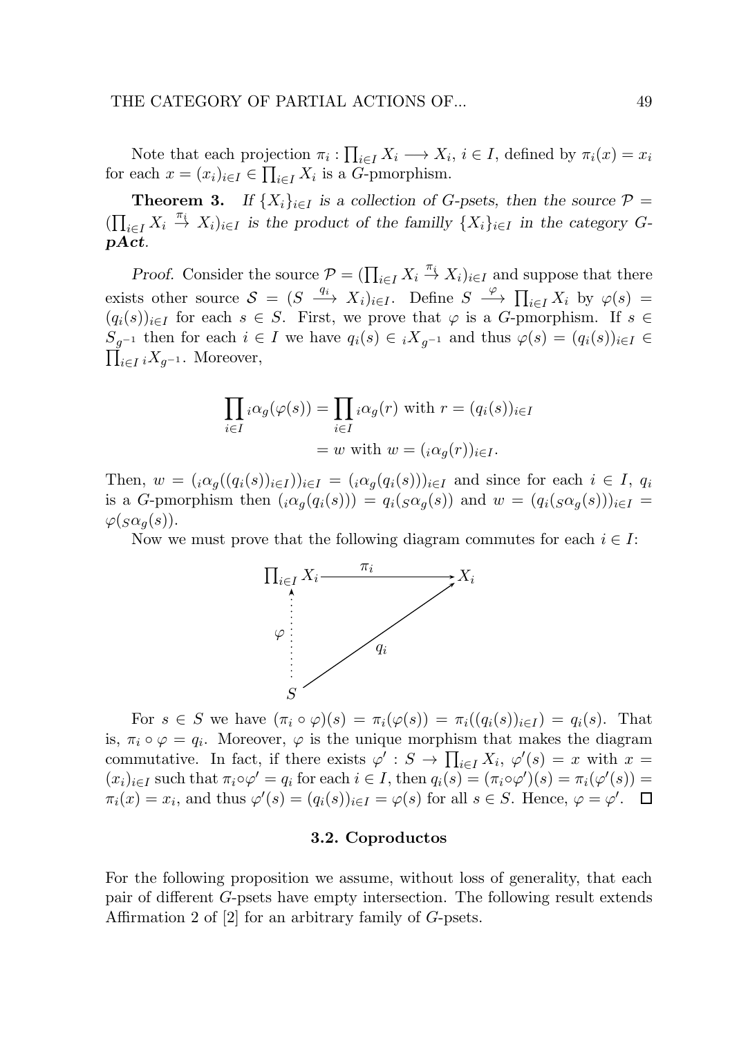Note that each projection $\pi_i : \prod_{i\in I} X_i \longrightarrow X_i$, $i \in I$, defined by $\pi_i(x) = x_i$ for each $x = (x_i)_{i\in I} \in \prod_{i\in I} X_i$ is a $G$-pmorphism.

**Theorem 3.** *If $\{X_i\}_{i\in I}$ is a collection of $G$-psets, then the source $\mathcal{P} = (\prod_{i\in I} X_i \overset{\pi_i}{\to} X_i)_{i\in I}$ is the product of the familly $\{X_i\}_{i\in I}$ in the category G-**pAct**.*

*Proof.* Consider the source $\mathcal{P} = (\prod_{i\in I} X_i \overset{\pi_i}{\to} X_i)_{i\in I}$ and suppose that there exists other source $\mathcal{S} = (S \overset{q_i}{\longrightarrow} X_i)_{i\in I}$. Define $S \overset{\varphi}{\longrightarrow} \prod_{i\in I} X_i$ by $\varphi(s) = (q_i(s))_{i\in I}$ for each $s \in S$. First, we prove that $\varphi$ is a $G$-pmorphism. If $s \in S_{g^{-1}}$ then for each $i \in I$ we have $q_i(s) \in {}_iX_{g^{-1}}$ and thus $\varphi(s) = (q_i(s))_{i\in I} \in \prod_{i\in I} {}_iX_{g^{-1}}$. Moreover,

$$
\begin{aligned}
\prod_{i\in I} {}_i\alpha_g(\varphi(s)) &= \prod_{i\in I} {}_i\alpha_g(r) \text{ with } r = (q_i(s))_{i\in I} \\
&= w \text{ with } w = ({}_i\alpha_g(r))_{i\in I}.
\end{aligned}
$$

Then, $w = ({}_i\alpha_g((q_i(s))_{i\in I}))_{i\in I} = ({}_i\alpha_g(q_i(s)))_{i\in I}$ and since for each $i \in I$, $q_i$ is a $G$-pmorphism then $({}_i\alpha_g(q_i(s))) = q_i({}_S\alpha_g(s))$ and $w = (q_i({}_S\alpha_g(s)))_{i\in I} = \varphi({}_S\alpha_g(s))$.

Now we must prove that the following diagram commutes for each $i \in I$:

$$
\begin{array}{ccc}
\prod_{i\in I} X_i & \xrightarrow{\pi_i} & X_i \\
\Big\uparrow{\scriptstyle\varphi} & \nearrow{\scriptstyle q_i} & \\
S & &
\end{array}
$$

For $s \in S$ we have $(\pi_i \circ \varphi)(s) = \pi_i(\varphi(s)) = \pi_i((q_i(s))_{i\in I}) = q_i(s)$. That is, $\pi_i \circ \varphi = q_i$. Moreover, $\varphi$ is the unique morphism that makes the diagram commutative. In fact, if there exists $\varphi' : S \to \prod_{i\in I} X_i$, $\varphi'(s) = x$ with $x = (x_i)_{i\in I}$ such that $\pi_i \circ \varphi' = q_i$ for each $i \in I$, then $q_i(s) = (\pi_i \circ \varphi')(s) = \pi_i(\varphi'(s)) = \pi_i(x) = x_i$, and thus $\varphi'(s) = (q_i(s))_{i\in I} = \varphi(s)$ for all $s \in S$. Hence, $\varphi = \varphi'$. $\square$

### 3.2. Coproductos

For the following proposition we assume, without loss of generality, that each pair of different $G$-psets have empty intersection. The following result extends Affirmation 2 of [2] for an arbitrary family of $G$-psets.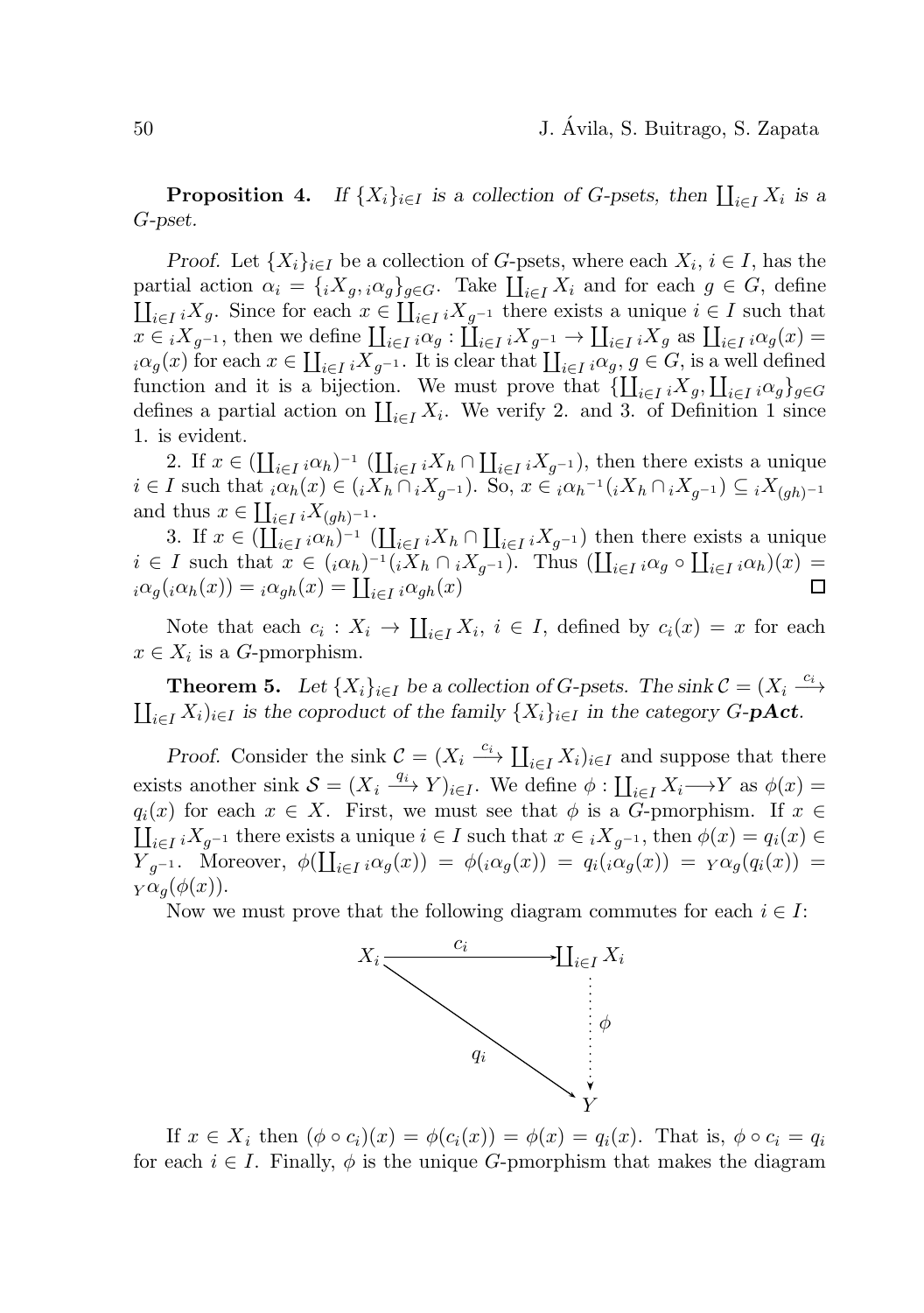**Proposition 4.** *If $\{X_i\}_{i\in I}$ is a collection of $G$-psets, then $\coprod_{i\in I} X_i$ is a $G$-pset.*

*Proof.* Let $\{X_i\}_{i\in I}$ be a collection of $G$-psets, where each $X_i$, $i \in I$, has the partial action $\alpha_i = \{{}_iX_g, {}_i\alpha_g\}_{g\in G}$. Take $\coprod_{i\in I} X_i$ and for each $g \in G$, define $\coprod_{i\in I} {}_iX_g$. Since for each $x \in \coprod_{i\in I} {}_iX_{g^{-1}}$ there exists a unique $i \in I$ such that $x \in {}_iX_{g^{-1}}$, then we define $\coprod_{i\in I} {}_i\alpha_g : \coprod_{i\in I} {}_iX_{g^{-1}} \to \coprod_{i\in I} {}_iX_g$ as $\coprod_{i\in I} {}_i\alpha_g(x) = {}_i\alpha_g(x)$ for each $x \in \coprod_{i\in I} {}_iX_{g^{-1}}$. It is clear that $\coprod_{i\in I} {}_i\alpha_g$, $g \in G$, is a well defined function and it is a bijection. We must prove that $\{\coprod_{i\in I} {}_iX_g, \coprod_{i\in I} {}_i\alpha_g\}_{g\in G}$ defines a partial action on $\coprod_{i\in I} X_i$. We verify 2. and 3. of Definition 1 since 1. is evident.

2. If $x \in (\coprod_{i\in I} {}_i\alpha_h)^{-1} (\coprod_{i\in I} {}_iX_h \cap \coprod_{i\in I} {}_iX_{g^{-1}})$, then there exists a unique $i \in I$ such that ${}_i\alpha_h(x) \in ({}_iX_h \cap {}_iX_{g^{-1}})$. So, $x \in {}_i\alpha_h{}^{-1}({}_iX_h \cap {}_iX_{g^{-1}}) \subseteq {}_iX_{(gh)^{-1}}$ and thus $x \in \coprod_{i\in I} {}_iX_{(gh)^{-1}}$.

3. If $x \in (\coprod_{i\in I} {}_i\alpha_h)^{-1} (\coprod_{i\in I} {}_iX_h \cap \coprod_{i\in I} {}_iX_{g^{-1}})$ then there exists a unique $i \in I$ such that $x \in ({}_i\alpha_h)^{-1}({}_iX_h \cap {}_iX_{g^{-1}})$. Thus $(\coprod_{i\in I} {}_i\alpha_g \circ \coprod_{i\in I} {}_i\alpha_h)(x) = {}_i\alpha_g({}_i\alpha_h(x)) = {}_i\alpha_{gh}(x) = \coprod_{i\in I} {}_i\alpha_{gh}(x)$ $\square$

Note that each $c_i : X_i \to \coprod_{i\in I} X_i$, $i \in I$, defined by $c_i(x) = x$ for each $x \in X_i$ is a $G$-pmorphism.

**Theorem 5.** *Let $\{X_i\}_{i\in I}$ be a collection of $G$-psets. The sink $\mathcal{C} = (X_i \xrightarrow{c_i} \coprod_{i\in I} X_i)_{i\in I}$ is the coproduct of the family $\{X_i\}_{i\in I}$ in the category $G$-**pAct**.*

*Proof.* Consider the sink $\mathcal{C} = (X_i \xrightarrow{c_i} \coprod_{i\in I} X_i)_{i\in I}$ and suppose that there exists another sink $\mathcal{S} = (X_i \xrightarrow{q_i} Y)_{i\in I}$. We define $\phi : \coprod_{i\in I} X_i \longrightarrow Y$ as $\phi(x) = q_i(x)$ for each $x \in X$. First, we must see that $\phi$ is a $G$-pmorphism. If $x \in \coprod_{i\in I} {}_iX_{g^{-1}}$ there exists a unique $i \in I$ such that $x \in {}_iX_{g^{-1}}$, then $\phi(x) = q_i(x) \in Y_{g^{-1}}$. Moreover, $\phi(\coprod_{i\in I} {}_i\alpha_g(x)) = \phi({}_i\alpha_g(x)) = q_i({}_i\alpha_g(x)) = {}_Y\alpha_g(q_i(x)) = {}_Y\alpha_g(\phi(x))$.

Now we must prove that the following diagram commutes for each $i \in I$:

$$\begin{array}{ccc} X_i & \xrightarrow{c_i} & \coprod_{i\in I} X_i \\ & \searrow^{q_i} & \vdots\, \phi \\ & & Y \end{array}$$

If $x \in X_i$ then $(\phi \circ c_i)(x) = \phi(c_i(x)) = \phi(x) = q_i(x)$. That is, $\phi \circ c_i = q_i$ for each $i \in I$. Finally, $\phi$ is the unique $G$-pmorphism that makes the diagram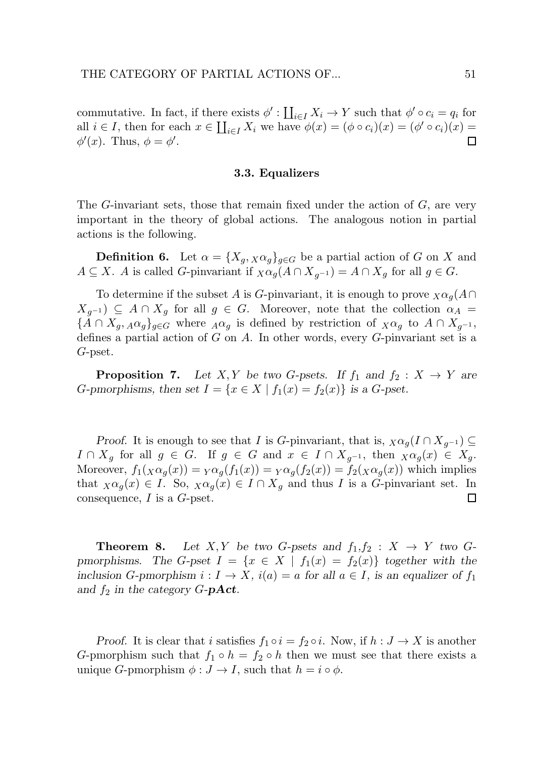commutative. In fact, if there exists $\phi' : \coprod_{i\in I} X_i \to Y$ such that $\phi' \circ c_i = q_i$ for all $i \in I$, then for each $x \in \coprod_{i\in I} X_i$ we have $\phi(x) = (\phi \circ c_i)(x) = (\phi' \circ c_i)(x) = \phi'(x)$. Thus, $\phi = \phi'$. $\square$

### 3.3. Equalizers

The $G$-invariant sets, those that remain fixed under the action of $G$, are very important in the theory of global actions. The analogous notion in partial actions is the following.

**Definition 6.** Let $\alpha = \{X_g, {}_X\alpha_g\}_{g\in G}$ be a partial action of $G$ on $X$ and $A \subseteq X$. $A$ is called $G$-pinvariant if ${}_X\alpha_g(A \cap X_{g^{-1}}) = A \cap X_g$ for all $g \in G$.

To determine if the subset $A$ is $G$-pinvariant, it is enough to prove ${}_X\alpha_g(A \cap X_{g^{-1}}) \subseteq A \cap X_g$ for all $g \in G$. Moreover, note that the collection $\alpha_A = \{A \cap X_g, {}_A\alpha_g\}_{g\in G}$ where ${}_A\alpha_g$ is defined by restriction of ${}_X\alpha_g$ to $A \cap X_{g^{-1}}$, defines a partial action of $G$ on $A$. In other words, every $G$-pinvariant set is a $G$-pset.

**Proposition 7.** *Let $X, Y$ be two $G$-psets. If $f_1$ and $f_2 : X \to Y$ are $G$-pmorphisms, then set $I = \{x \in X \mid f_1(x) = f_2(x)\}$ is a $G$-pset.*

*Proof.* It is enough to see that $I$ is $G$-pinvariant, that is, ${}_X\alpha_g(I \cap X_{g^{-1}}) \subseteq I \cap X_g$ for all $g \in G$. If $g \in G$ and $x \in I \cap X_{g^{-1}}$, then ${}_X\alpha_g(x) \in X_g$. Moreover, $f_1({}_X\alpha_g(x)) = {}_Y\alpha_g(f_1(x)) = {}_Y\alpha_g(f_2(x)) = f_2({}_X\alpha_g(x))$ which implies that ${}_X\alpha_g(x) \in I$. So, ${}_X\alpha_g(x) \in I \cap X_g$ and thus $I$ is a $G$-pinvariant set. In consequence, $I$ is a $G$-pset. $\square$

**Theorem 8.** *Let $X, Y$ be two $G$-psets and $f_1, f_2 : X \to Y$ two $G$-pmorphisms. The $G$-pset $I = \{x \in X \mid f_1(x) = f_2(x)\}$ together with the inclusion $G$-pmorphism $i : I \to X$, $i(a) = a$ for all $a \in I$, is an equalizer of $f_1$ and $f_2$ in the category $G$-**pAct**.*

*Proof.* It is clear that $i$ satisfies $f_1 \circ i = f_2 \circ i$. Now, if $h : J \to X$ is another $G$-pmorphism such that $f_1 \circ h = f_2 \circ h$ then we must see that there exists a unique $G$-pmorphism $\phi : J \to I$, such that $h = i \circ \phi$.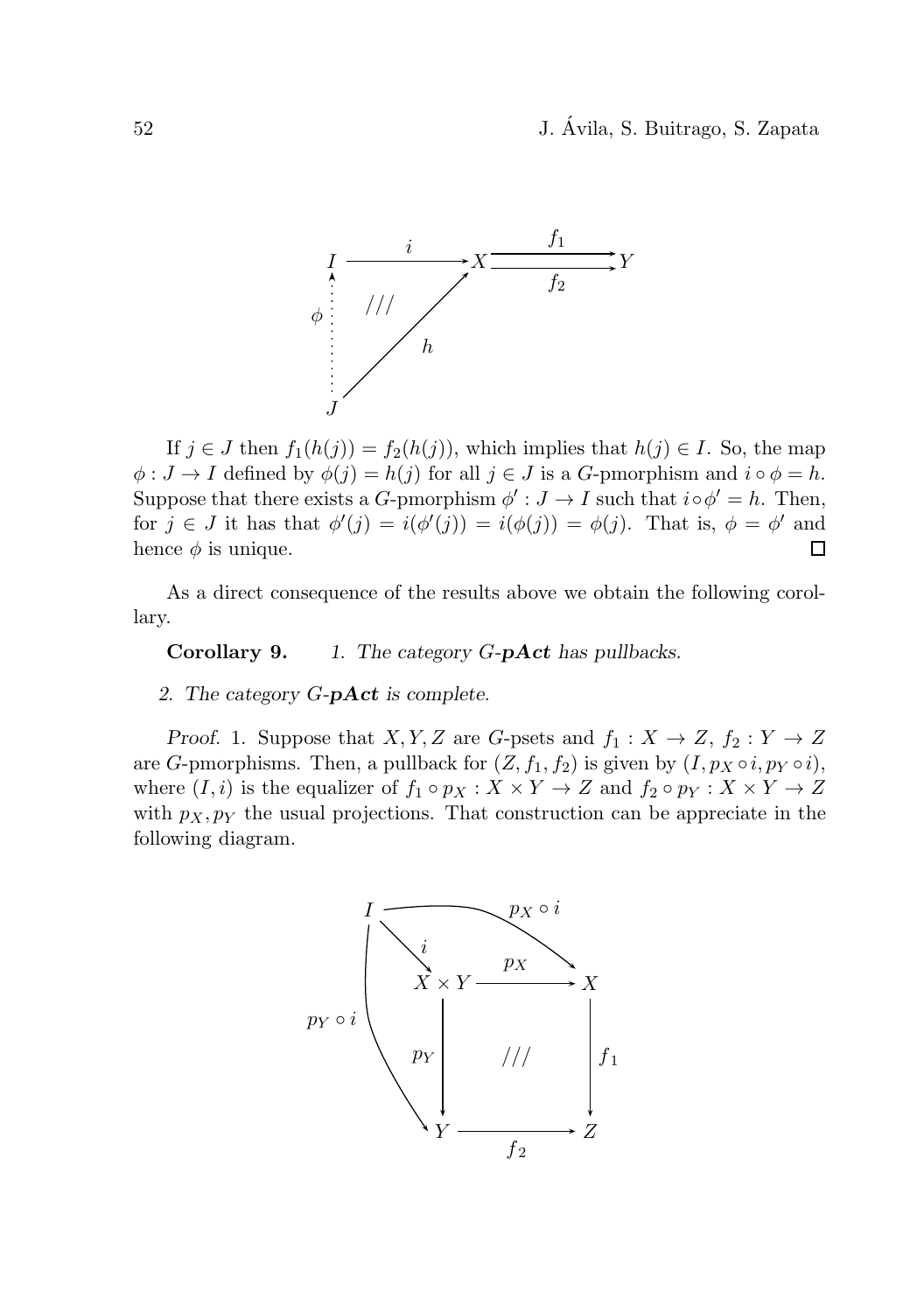If $j \in J$ then $f_1(h(j)) = f_2(h(j))$, which implies that $h(j) \in I$. So, the map $\phi : J \to I$ defined by $\phi(j) = h(j)$ for all $j \in J$ is a $G$-pmorphism and $i \circ \phi = h$. Suppose that there exists a $G$-pmorphism $\phi' : J \to I$ such that $i \circ \phi' = h$. Then, for $j \in J$ it has that $\phi'(j) = i(\phi'(j)) = i(\phi(j)) = \phi(j)$. That is, $\phi = \phi'$ and hence $\phi$ is unique. $\square$

As a direct consequence of the results above we obtain the following corollary.

**Corollary 9.** *1. The category $G$-**pAct** has pullbacks.*

*2. The category $G$-**pAct** is complete.*

*Proof.* 1. Suppose that $X, Y, Z$ are $G$-psets and $f_1 : X \to Z$, $f_2 : Y \to Z$ are $G$-pmorphisms. Then, a pullback for $(Z, f_1, f_2)$ is given by $(I, p_X \circ i, p_Y \circ i)$, where $(I, i)$ is the equalizer of $f_1 \circ p_X : X \times Y \to Z$ and $f_2 \circ p_Y : X \times Y \to Z$ with $p_X, p_Y$ the usual projections. That construction can be appreciate in the following diagram.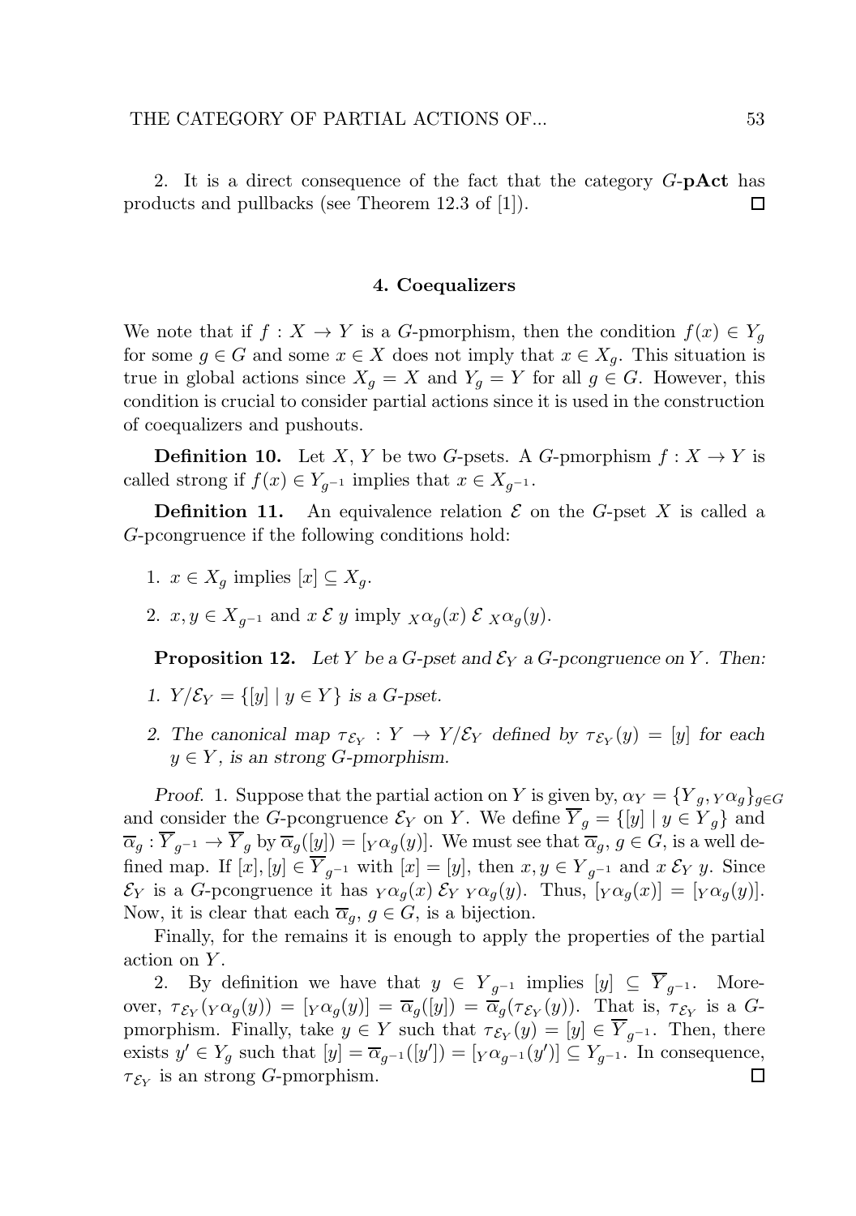2. It is a direct consequence of the fact that the category $G$-**pAct** has products and pullbacks (see Theorem 12.3 of [1]). ☐

## 4. Coequalizers

We note that if $f : X \to Y$ is a $G$-pmorphism, then the condition $f(x) \in Y_g$ for some $g \in G$ and some $x \in X$ does not imply that $x \in X_g$. This situation is true in global actions since $X_g = X$ and $Y_g = Y$ for all $g \in G$. However, this condition is crucial to consider partial actions since it is used in the construction of coequalizers and pushouts.

**Definition 10.** Let $X$, $Y$ be two $G$-psets. A $G$-pmorphism $f : X \to Y$ is called strong if $f(x) \in Y_{g^{-1}}$ implies that $x \in X_{g^{-1}}$.

**Definition 11.** An equivalence relation $\mathcal{E}$ on the $G$-pset $X$ is called a $G$-pcongruence if the following conditions hold:

1. $x \in X_g$ implies $[x] \subseteq X_g$.
2. $x, y \in X_{g^{-1}}$ and $x \,\mathcal{E}\, y$ imply ${}_X\alpha_g(x) \,\mathcal{E}\, {}_X\alpha_g(y)$.

**Proposition 12.** *Let $Y$ be a $G$-pset and $\mathcal{E}_Y$ a $G$-pcongruence on $Y$. Then:*

1. *$Y/\mathcal{E}_Y = \{[y] \mid y \in Y\}$ is a $G$-pset.*
2. *The canonical map $\tau_{\mathcal{E}_Y} : Y \to Y/\mathcal{E}_Y$ defined by $\tau_{\mathcal{E}_Y}(y) = [y]$ for each $y \in Y$, is an strong $G$-pmorphism.*

*Proof.* 1. Suppose that the partial action on $Y$ is given by, $\alpha_Y = \{Y_g, {}_Y\alpha_g\}_{g \in G}$ and consider the $G$-pcongruence $\mathcal{E}_Y$ on $Y$. We define $\overline{Y}_g = \{[y] \mid y \in Y_g\}$ and $\overline{\alpha}_g : \overline{Y}_{g^{-1}} \to \overline{Y}_g$ by $\overline{\alpha}_g([y]) = [{}_Y\alpha_g(y)]$. We must see that $\overline{\alpha}_g$, $g \in G$, is a well defined map. If $[x], [y] \in \overline{Y}_{g^{-1}}$ with $[x] = [y]$, then $x, y \in Y_{g^{-1}}$ and $x \,\mathcal{E}_Y\, y$. Since $\mathcal{E}_Y$ is a $G$-pcongruence it has ${}_Y\alpha_g(x) \,\mathcal{E}_Y\, {}_Y\alpha_g(y)$. Thus, $[{}_Y\alpha_g(x)] = [{}_Y\alpha_g(y)]$. Now, it is clear that each $\overline{\alpha}_g$, $g \in G$, is a bijection.

Finally, for the remains it is enough to apply the properties of the partial action on $Y$.

2. By definition we have that $y \in Y_{g^{-1}}$ implies $[y] \subseteq \overline{Y}_{g^{-1}}$. Moreover, $\tau_{\mathcal{E}_Y}({}_Y\alpha_g(y)) = [{}_Y\alpha_g(y)] = \overline{\alpha}_g([y]) = \overline{\alpha}_g(\tau_{\mathcal{E}_Y}(y))$. That is, $\tau_{\mathcal{E}_Y}$ is a $G$-pmorphism. Finally, take $y \in Y$ such that $\tau_{\mathcal{E}_Y}(y) = [y] \in \overline{Y}_{g^{-1}}$. Then, there exists $y' \in Y_g$ such that $[y] = \overline{\alpha}_{g^{-1}}([y']) = [{}_Y\alpha_{g^{-1}}(y')] \subseteq Y_{g^{-1}}$. In consequence, $\tau_{\mathcal{E}_Y}$ is an strong $G$-pmorphism. ☐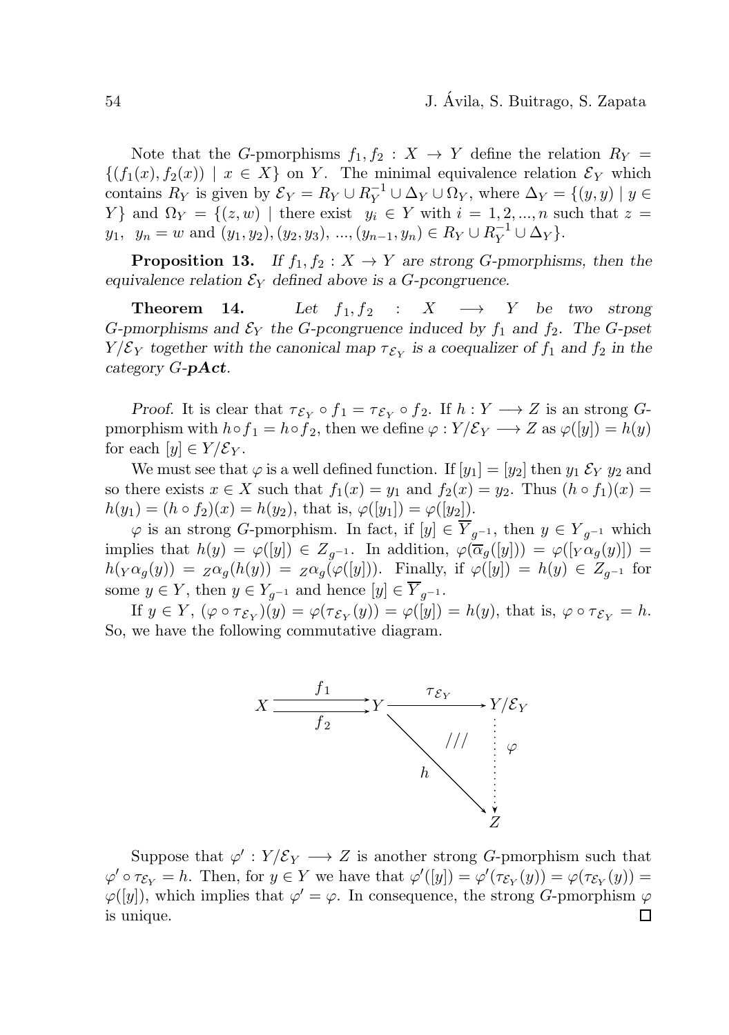Note that the $G$-pmorphisms $f_1, f_2 : X \to Y$ define the relation $R_Y = \{(f_1(x), f_2(x)) \mid x \in X\}$ on $Y$. The minimal equivalence relation $\mathcal{E}_Y$ which contains $R_Y$ is given by $\mathcal{E}_Y = R_Y \cup R_Y^{-1} \cup \Delta_Y \cup \Omega_Y$, where $\Delta_Y = \{(y, y) \mid y \in Y\}$ and $\Omega_Y = \{(z, w) \mid$ there exist $y_i \in Y$ with $i = 1, 2, ..., n$ such that $z = y_1$, $y_n = w$ and $(y_1, y_2), (y_2, y_3), ..., (y_{n-1}, y_n) \in R_Y \cup R_Y^{-1} \cup \Delta_Y\}$.

**Proposition 13.** *If $f_1, f_2 : X \to Y$ are strong $G$-pmorphisms, then the equivalence relation $\mathcal{E}_Y$ defined above is a $G$-pcongruence.*

**Theorem 14.** *Let $f_1, f_2 : X \longrightarrow Y$ be two strong $G$-pmorphisms and $\mathcal{E}_Y$ the $G$-pcongruence induced by $f_1$ and $f_2$. The $G$-pset $Y/\mathcal{E}_Y$ together with the canonical map $\tau_{\mathcal{E}_Y}$ is a coequalizer of $f_1$ and $f_2$ in the category $G$-**pAct**.*

*Proof.* It is clear that $\tau_{\mathcal{E}_Y} \circ f_1 = \tau_{\mathcal{E}_Y} \circ f_2$. If $h : Y \longrightarrow Z$ is an strong $G$-pmorphism with $h \circ f_1 = h \circ f_2$, then we define $\varphi : Y/\mathcal{E}_Y \longrightarrow Z$ as $\varphi([y]) = h(y)$ for each $[y] \in Y/\mathcal{E}_Y$.

We must see that $\varphi$ is a well defined function. If $[y_1] = [y_2]$ then $y_1 \, \mathcal{E}_Y \, y_2$ and so there exists $x \in X$ such that $f_1(x) = y_1$ and $f_2(x) = y_2$. Thus $(h \circ f_1)(x) = h(y_1) = (h \circ f_2)(x) = h(y_2)$, that is, $\varphi([y_1]) = \varphi([y_2])$.

$\varphi$ is an strong $G$-pmorphism. In fact, if $[y] \in \overline{Y}_{g^{-1}}$, then $y \in Y_{g^{-1}}$ which implies that $h(y) = \varphi([y]) \in Z_{g^{-1}}$. In addition, $\varphi(\overline{\alpha}_g([y])) = \varphi([{}_Y\alpha_g(y)]) = h({}_Y\alpha_g(y)) = {}_Z\alpha_g(h(y)) = {}_Z\alpha_g(\varphi([y]))$. Finally, if $\varphi([y]) = h(y) \in Z_{g^{-1}}$ for some $y \in Y$, then $y \in Y_{g^{-1}}$ and hence $[y] \in \overline{Y}_{g^{-1}}$.

If $y \in Y$, $(\varphi \circ \tau_{\mathcal{E}_Y})(y) = \varphi(\tau_{\mathcal{E}_Y}(y)) = \varphi([y]) = h(y)$, that is, $\varphi \circ \tau_{\mathcal{E}_Y} = h$. So, we have the following commutative diagram.

$$\begin{array}{ccccc}
X & \overset{f_1}{\underset{f_2}{\rightrightarrows}} & Y & \xrightarrow{\tau_{\mathcal{E}_Y}} & Y/\mathcal{E}_Y \\
 & & & \searrow^{h} & \vdots \, \varphi \\
 & & & & Z
\end{array}$$

Suppose that $\varphi' : Y/\mathcal{E}_Y \longrightarrow Z$ is another strong $G$-pmorphism such that $\varphi' \circ \tau_{\mathcal{E}_Y} = h$. Then, for $y \in Y$ we have that $\varphi'([y]) = \varphi'(\tau_{\mathcal{E}_Y}(y)) = \varphi(\tau_{\mathcal{E}_Y}(y)) = \varphi([y])$, which implies that $\varphi' = \varphi$. In consequence, the strong $G$-pmorphism $\varphi$ is unique. $\square$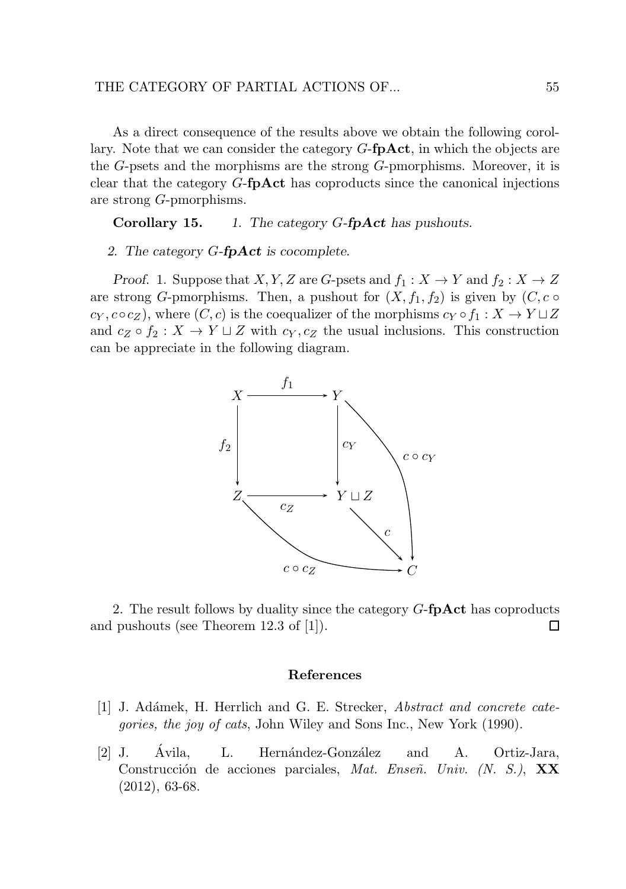As a direct consequence of the results above we obtain the following corollary. Note that we can consider the category $G$-**fpAct**, in which the objects are the $G$-psets and the morphisms are the strong $G$-pmorphisms. Moreover, it is clear that the category $G$-**fpAct** has coproducts since the canonical injections are strong $G$-pmorphisms.

**Corollary 15.** *1. The category $G$-**fpAct** has pushouts.*

*2. The category $G$-**fpAct** is cocomplete.*

*Proof.* 1. Suppose that $X, Y, Z$ are $G$-psets and $f_1 : X \to Y$ and $f_2 : X \to Z$ are strong $G$-pmorphisms. Then, a pushout for $(X, f_1, f_2)$ is given by $(C, c \circ c_Y, c \circ c_Z)$, where $(C, c)$ is the coequalizer of the morphisms $c_Y \circ f_1 : X \to Y \sqcup Z$ and $c_Z \circ f_2 : X \to Y \sqcup Z$ with $c_Y, c_Z$ the usual inclusions. This construction can be appreciate in the following diagram.

$$
\begin{array}{ccccc}
X & \xrightarrow{f_1} & Y & & \\
{\scriptstyle f_2}\downarrow & & \downarrow{\scriptstyle c_Y} & \searrow{\scriptstyle c \circ c_Y} & \\
Z & \xrightarrow{c_Z} & Y \sqcup Z & & \\
& \searrow{\scriptstyle c \circ c_Z} & & \searrow{\scriptstyle c} & \\
& & & & C
\end{array}
$$

2. The result follows by duality since the category $G$-**fpAct** has coproducts and pushouts (see Theorem 12.3 of [1]). $\square$

## References

[1] J. Adámek, H. Herrlich and G. E. Strecker, *Abstract and concrete categories, the joy of cats*, John Wiley and Sons Inc., New York (1990).

[2] J. Ávila, L. Hernández-González and A. Ortiz-Jara, Construcción de acciones parciales, *Mat. Enseñ. Univ. (N. S.)*, **XX** (2012), 63-68.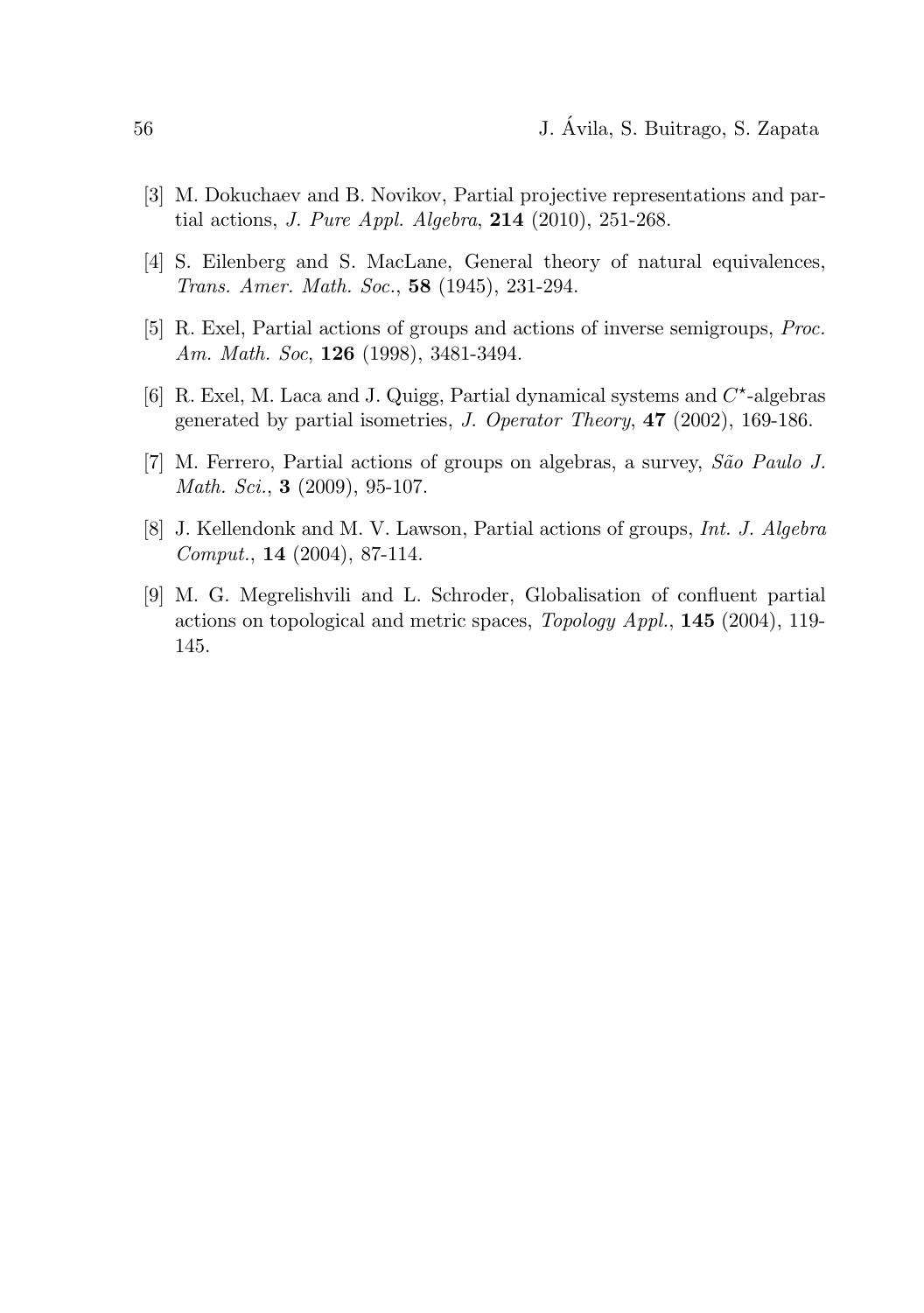[3] M. Dokuchaev and B. Novikov, Partial projective representations and partial actions, *J. Pure Appl. Algebra*, **214** (2010), 251-268.

[4] S. Eilenberg and S. MacLane, General theory of natural equivalences, *Trans. Amer. Math. Soc.*, **58** (1945), 231-294.

[5] R. Exel, Partial actions of groups and actions of inverse semigroups, *Proc. Am. Math. Soc*, **126** (1998), 3481-3494.

[6] R. Exel, M. Laca and J. Quigg, Partial dynamical systems and $C^\star$-algebras generated by partial isometries, *J. Operator Theory*, **47** (2002), 169-186.

[7] M. Ferrero, Partial actions of groups on algebras, a survey, *São Paulo J. Math. Sci.*, **3** (2009), 95-107.

[8] J. Kellendonk and M. V. Lawson, Partial actions of groups, *Int. J. Algebra Comput.*, **14** (2004), 87-114.

[9] M. G. Megrelishvili and L. Schroder, Globalisation of confluent partial actions on topological and metric spaces, *Topology Appl.*, **145** (2004), 119-145.